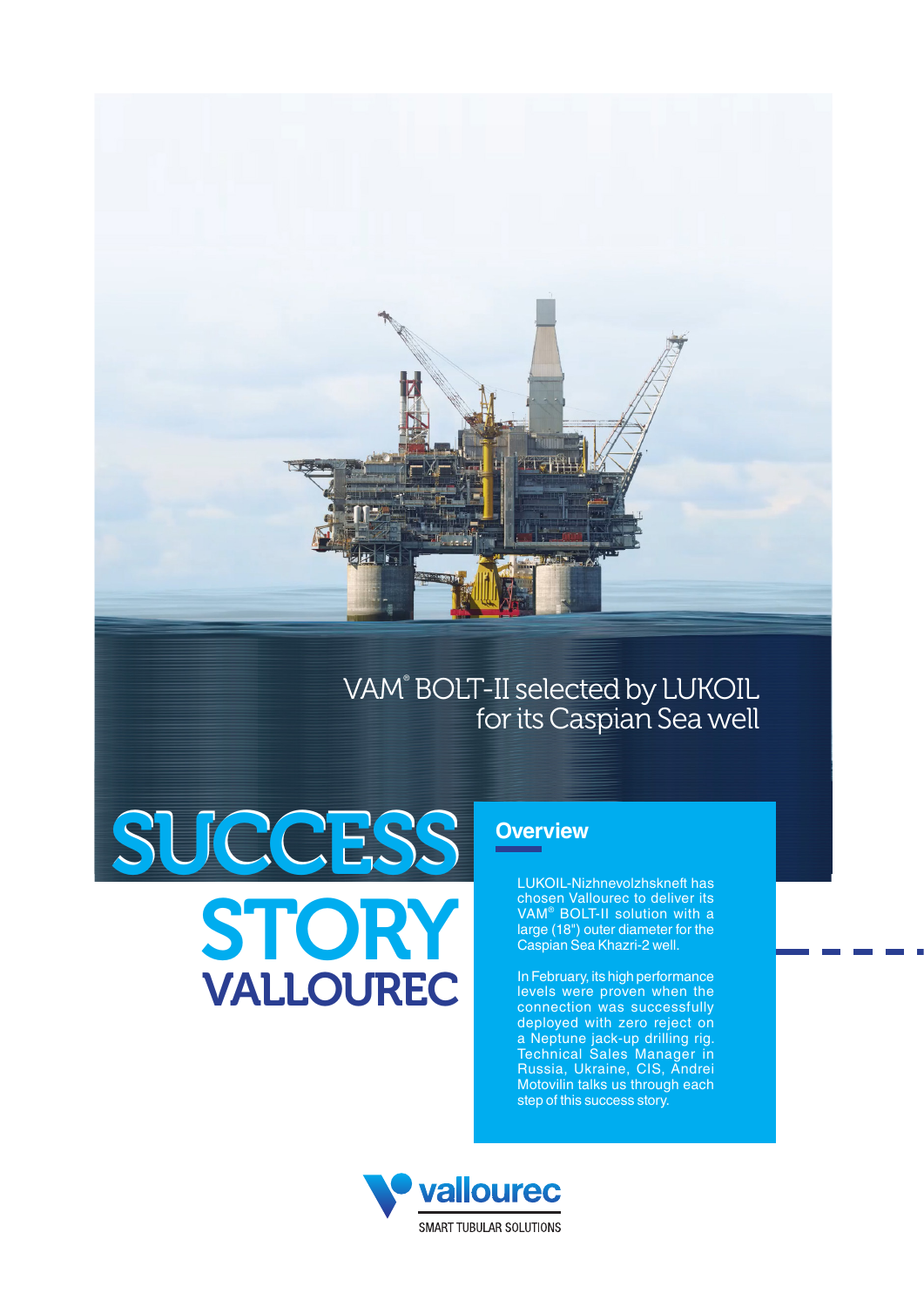# VAM® BOLT-II selected by LUKOIL for its Caspian Sea well

# SUCCESS STORY VALLOUREC

## Overview

LUKOIL-Nizhnevolzhskneft has chosen Vallourec to deliver its VAM® BOLT-II solution with a large (18") outer diameter for the Caspian Sea Khazri-2 well.

In February, its high performance levels were proven when the connection was successfully deployed with zero reject on a Neptune jack-up drilling rig. Technical Sales Manager in Russia, Ukraine, CIS, Andrei Motovilin talks us through each step of this success story.

vallourec

SMART TUBULAR SOLUTIONS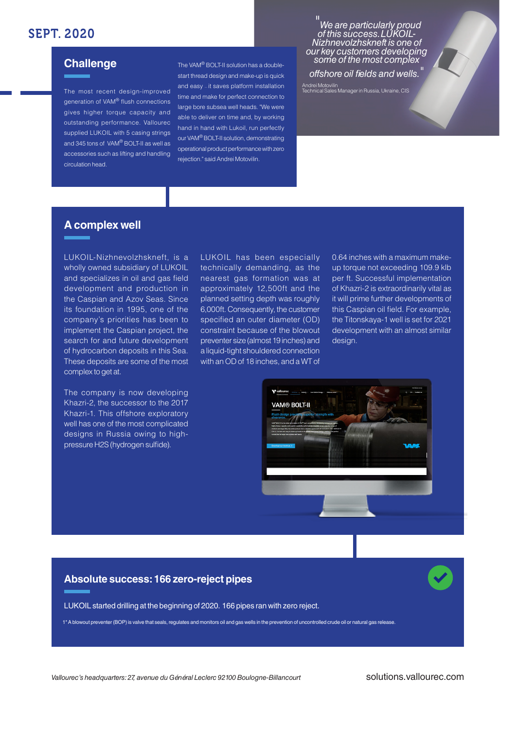**SEPT. 2020**

## Challenge

The most recent design-improved generation of VAM® flush connections gives higher torque capacity and outstanding performance. Vallourec supplied LUKOIL with 5 casing strings and 345 tons of VAM® BOLT-II as well as accessories such as lifting and handling circulation head.

The VAM® BOLT-II solution has a double-start thread design and make-up is quick and easy – it saves platform installation time and make for perfect connection to large bore subsea well heads. "We were able to deliver on time and, by working hand in hand with Lukoil, run perfectly our VAM® BOLT-II solution, demonstrating operational product performance with zero rejection." said Andrei Motovilin.

*"We are particularly proud of this success. LUKOIL-Nizhnevolzhskneft is one of our key customers developing some of the most complex offshore oil fields and wells."*

Andrei Motovilin
Technical Sales Manager in Russia, Ukraine, CIS

## A complex well

LUKOIL-Nizhnevolzhskneft, is a wholly owned subsidiary of LUKOIL and specializes in oil and gas field development and production in the Caspian and Azov Seas. Since its foundation in 1995, one of the company's priorities has been to implement the Caspian project, the search for and future development of hydrocarbon deposits in this Sea. These deposits are some of the most complex to get at.

The company is now developing Khazri-2, the successor to the 2017 Khazri-1. This offshore exploratory well has one of the most complicated designs in Russia owing to high-pressure H2S (hydrogen sulfide).

LUKOIL has been especially technically demanding, as the nearest gas formation was at approximately 12,500ft and the planned setting depth was roughly 6,000ft. Consequently, the customer specified an outer diameter (OD) constraint because of the blowout preventer size (almost 19 inches) and a liquid-tight shouldered connection with an OD of 18 inches, and a WT of 0.64 inches with a maximum make-up torque not exceeding 109.9 klb per ft. Successful implementation of Khazri-2 is extraordinarily vital as it will prime further developments of this Caspian oil field. For example, the Titonskaya-1 well is set for 2021 development with an almost similar design.

## Absolute success: 166 zero-reject pipes

LUKOIL started drilling at the beginning of 2020. 166 pipes ran with zero reject.

1* A blowout preventer (BOP) is valve that seals, regulates and monitors oil and gas wells in the prevention of uncontrolled crude oil or natural gas release.

*Vallourec's headquarters: 27, avenue du Général Leclerc 92100 Boulogne-Billancourt*

solutions.vallourec.com